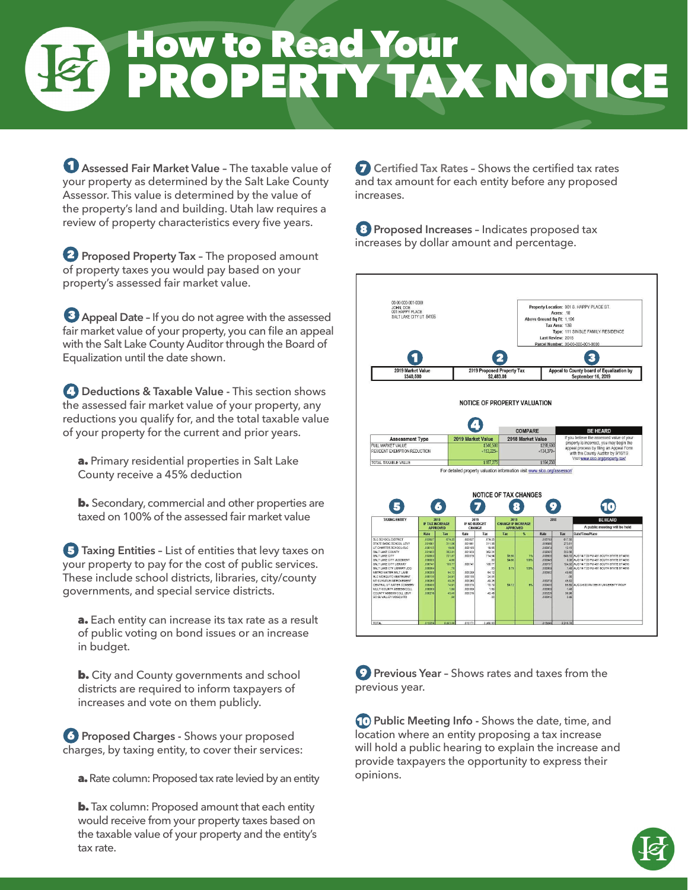# How to Read Your PROPERTY TAX NOTICE

**1 Assessed Fair Market Value** – The taxable value of your property as determined by the Salt Lake County Assessor. This value is determined by the value of the land and building. Utah law requires a review of property characteristics every five years.

**2 Proposed Property Tax** – The proposed amount of property taxes you would pay based on your property's assessed fair market value.

**3 Appeal Date** – If you do not agree with the assessed fair market value of your property, you can file an appeal with the Salt Lake County Auditor through the Board of Equalization until the date shown.

**4 Deductions & Taxable Value** - This section shows the assessed fair market value of your property, any reductions you qualify for, and the total taxable value of your property for the current and prior years.

- **a.** Primary residential properties in Salt Lake County receive a 45% deduction
- **b.** Secondary, commercial and other properties are taxed on 100% of the assessed fair market value

**5 Taxing Entities** – List of entities that levy taxes on your property to pay for the cost of public services. These include school districts, libraries, city/county governments, and special service districts.

- **a.** Each entity can increase its tax rate as a result of public voting on bond issues or an increase in budget.
- **b.** City and County governments and school districts are required to inform taxpayers of increases and vote on them publicly.

**6 Proposed Charges** - Shows your proposed charges, by taxing entity, to cover their services:

- **a.** Rate column: Proposed tax rate levied by an entity
- **b.** Tax column: Proposed amount that each entity would receive from your property taxes based on the taxable value of your property and the entity's tax rate.

**7 Certified Tax Rates** – Shows the certified tax rates and tax amount for each entity before any proposed increases.

**8 Proposed Increases** – Indicates proposed tax increases by dollar amount and percentage.

**9 Previous Year** – Shows rates and taxes from the previous year.

**10 Public Meeting Info** - Shows the date, time, and location where an entity proposing a tax increase will hold a public hearing to explain the increase and provide taxpayers the opportunity to express their opinions.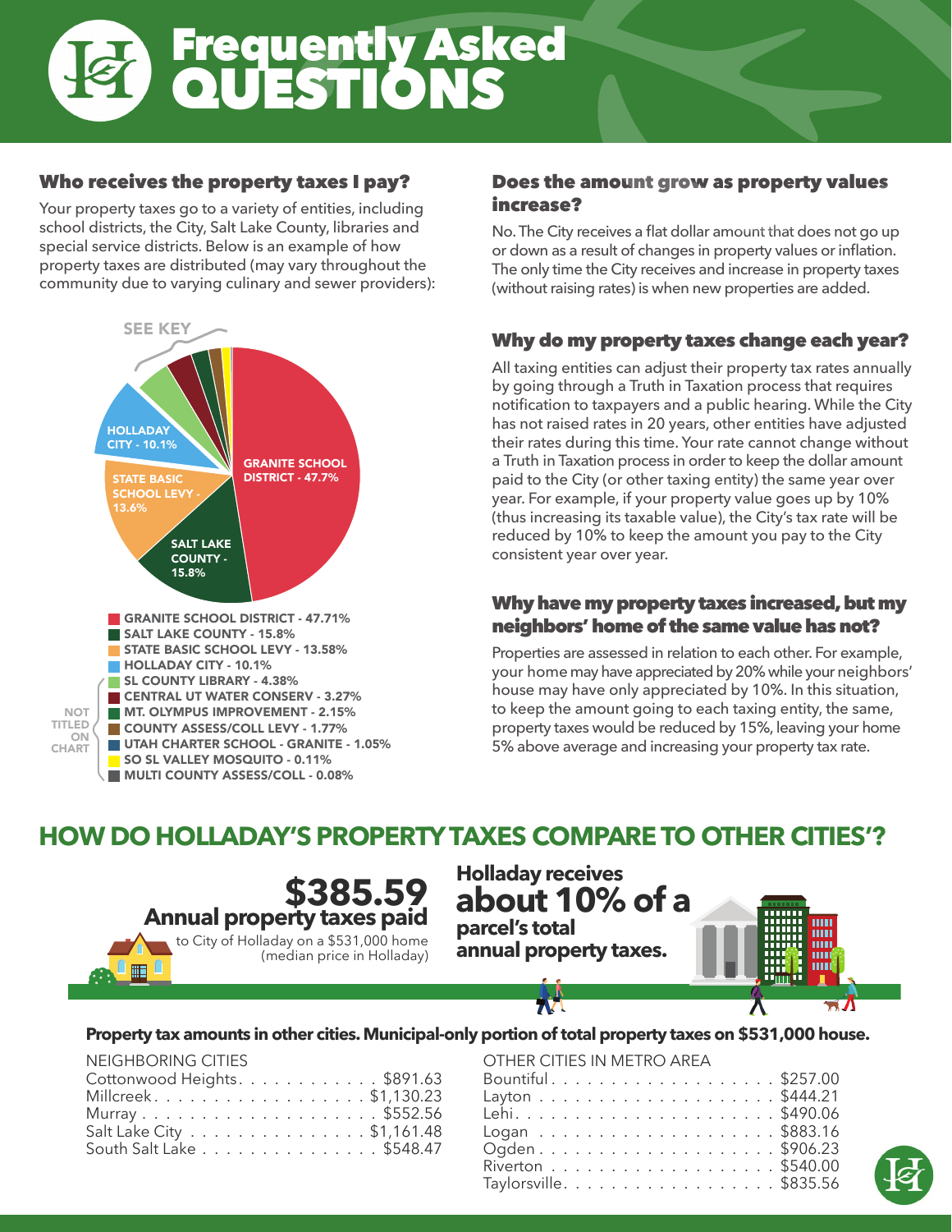# Frequently Asked QUESTIONS

## Who receives the property taxes I pay?

Your property taxes go to a variety of entities, including school districts, the City, Salt Lake County, libraries and special service districts. Below is an example of how property taxes are distributed (may vary throughout the community due to varying culinary and sewer providers):

SEE KEY

GRANITE SCHOOL DISTRICT - 47.7%
SALT LAKE COUNTY - 15.8%
STATE BASIC SCHOOL LEVY - 13.6%
HOLLADAY CITY - 10.1%

- GRANITE SCHOOL DISTRICT - 47.71%
- SALT LAKE COUNTY - 15.8%
- STATE BASIC SCHOOL LEVY - 13.58%
- HOLLADAY CITY - 10.1%
- SL COUNTY LIBRARY - 4.38%
- CENTRAL UT WATER CONSERV - 3.27%
- MT. OLYMPUS IMPROVEMENT - 2.15%
- COUNTY ASSESS/COLL LEVY - 1.77%
- UTAH CHARTER SCHOOL - GRANITE - 1.05%
- SO SL VALLEY MOSQUITO - 0.11%
- MULTI COUNTY ASSESS/COLL - 0.08%

NOT TITLED ON CHART

## Does the amount grow as property values increase?

No. The City receives a flat dollar amount that does not go up or down as a result of changes in property values or inflation. The only time the City receives and increase in property taxes (without raising rates) is when new properties are added.

## Why do my property taxes change each year?

All taxing entities can adjust their property tax rates annually by going through a Truth in Taxation process that requires notification to taxpayers and a public hearing. While the City has not raised rates in 20 years, other entities have adjusted their rates during this time. Your rate cannot change without a Truth in Taxation process in order to keep the dollar amount paid to the City (or other taxing entity) the same year over year. For example, if your property value goes up by 10% (thus increasing its taxable value), the City's tax rate will be reduced by 10% to keep the amount you pay to the City consistent year over year.

## Why have my property taxes increased, but my neighbors' home of the same value has not?

Properties are assessed in relation to each other. For example, your home may have appreciated by 20% while your neighbors' house may have only appreciated by 10%. In this situation, to keep the amount going to each taxing entity, the same, property taxes would be reduced by 15%, leaving your home 5% above average and increasing your property tax rate.

## HOW DO HOLLADAY'S PROPERTY TAXES COMPARE TO OTHER CITIES'?

**$385.59**
**Annual property taxes paid**
to City of Holladay on a $531,000 home (median price in Holladay)

**Holladay receives about 10% of a parcel's total annual property taxes.**

**Property tax amounts in other cities. Municipal-only portion of total property taxes on $531,000 house.**

| NEIGHBORING CITIES | |
|---|---|
| Cottonwood Heights | $891.63 |
| Millcreek | $1,130.23 |
| Murray | $552.56 |
| Salt Lake City | $1,161.48 |
| South Salt Lake | $548.47 |

| OTHER CITIES IN METRO AREA | |
|---|---|
| Bountiful | $257.00 |
| Layton | $444.21 |
| Lehi | $490.06 |
| Logan | $883.16 |
| Ogden | $906.23 |
| Riverton | $540.00 |
| Taylorsville | $835.56 |